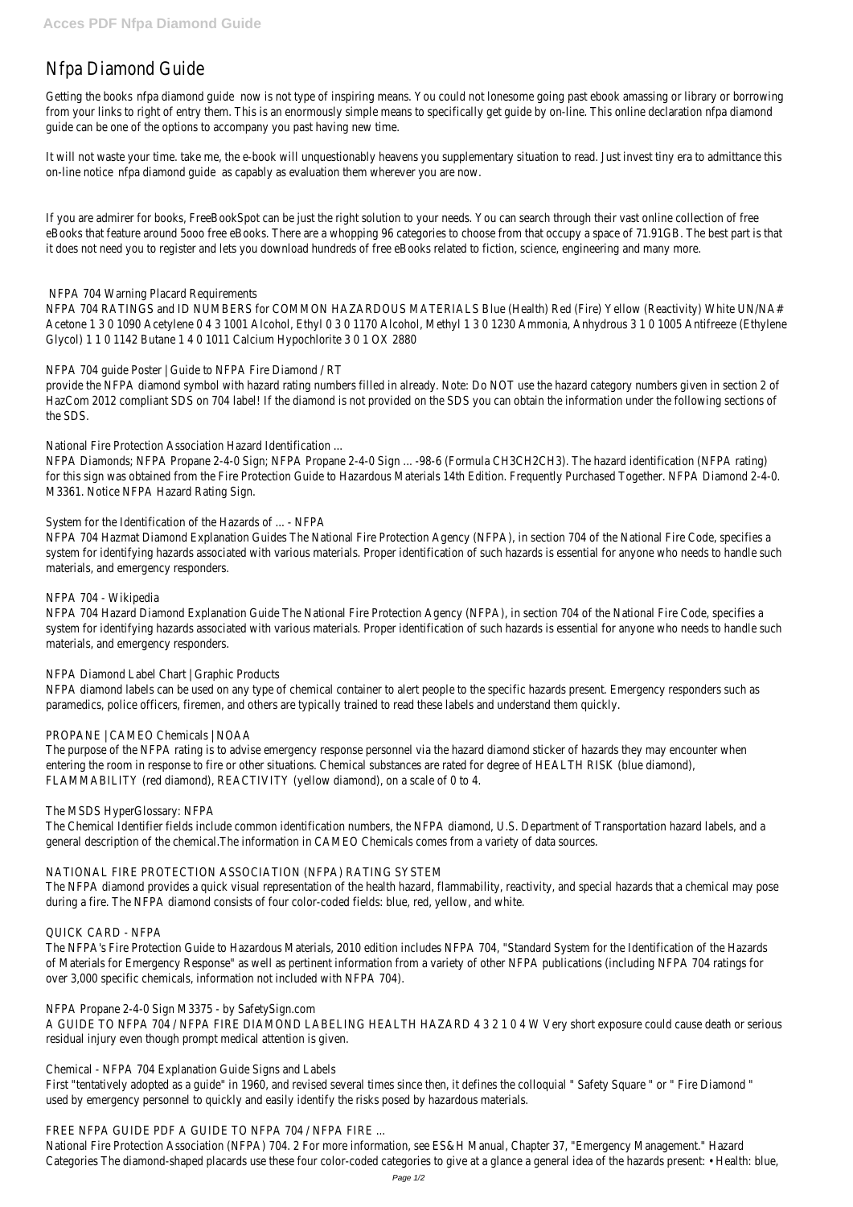# Nfpa Diamond Guide

Getting the books nfpa diamond guide now is not type of inspiring means. You could not lonesome going past ebook amassing or library or borrowing from your links to right of entry them. This is an enormously simple means to specifically get guide by on-line. This online declaration nfpa diamond guide can be one of the options to accompany you past having new time.

It will not waste your time. take me, the e-book will unquestionably heavens you supplementary situation to read. Just invest tiny era to admittance this on-line notice nfpa diamond guide as capably as evaluation them wherever you are now.

If you are admirer for books, FreeBookSpot can be just the right solution to your needs. You can search through their vast online collection of free eBooks that feature around 5ooo free eBooks. There are a whopping 96 categories to choose from that occupy a space of 71.91GB. The best part is that it does not need you to register and lets you download hundreds of free eBooks related to fiction, science, engineering and many more.

## NFPA 704 Warning Placard Requirements

NFPA 704 RATINGS and ID NUMBERS for COMMON HAZARDOUS MATERIALS Blue (Health) Red (Fire) Yellow (Reactivity) White UN/NA# Acetone 1 3 0 1090 Acetylene 0 4 3 1001 Alcohol, Ethyl 0 3 0 1170 Alcohol, Methyl 1 3 0 1230 Ammonia, Anhydrous 3 1 0 1005 Antifreeze (Ethylene Glycol) 1 1 0 1142 Butane 1 4 0 1011 Calcium Hypochlorite 3 0 1 OX 2880

## NFPA 704 guide Poster | Guide to NFPA Fire Diamond / RT

provide the NFPA diamond symbol with hazard rating numbers filled in already. Note: Do NOT use the hazard category numbers given in section 2 of HazCom 2012 compliant SDS on 704 label! If the diamond is not provided on the SDS you can obtain the information under the following sections of the SDS.

## National Fire Protection Association Hazard Identification ...

NFPA Diamonds; NFPA Propane 2-4-0 Sign; NFPA Propane 2-4-0 Sign ... -98-6 (Formula CH3CH2CH3). The hazard identification (NFPA rating) for this sign was obtained from the Fire Protection Guide to Hazardous Materials 14th Edition. Frequently Purchased Together. NFPA Diamond 2-4-0. M3361. Notice NFPA Hazard Rating Sign.

## System for the Identification of the Hazards of ... - NFPA

NFPA 704 Hazmat Diamond Explanation Guides The National Fire Protection Agency (NFPA), in section 704 of the National Fire Code, specifies a system for identifying hazards associated with various materials. Proper identification of such hazards is essential for anyone who needs to handle such materials, and emergency responders.

## NFPA 704 - Wikipedia

NFPA 704 Hazard Diamond Explanation Guide The National Fire Protection Agency (NFPA), in section 704 of the National Fire Code, specifies a system for identifying hazards associated with various materials. Proper identification of such hazards is essential for anyone who needs to handle such materials, and emergency responders.

## NFPA Diamond Label Chart | Graphic Products

NFPA diamond labels can be used on any type of chemical container to alert people to the specific hazards present. Emergency responders such as paramedics, police officers, firemen, and others are typically trained to read these labels and understand them quickly.

## PROPANE | CAMEO Chemicals | NOAA

The purpose of the NFPA rating is to advise emergency response personnel via the hazard diamond sticker of hazards they may encounter when entering the room in response to fire or other situations. Chemical substances are rated for degree of HEALTH RISK (blue diamond), FLAMMABILITY (red diamond), REACTIVITY (yellow diamond), on a scale of 0 to 4.

## The MSDS HyperGlossary: NFPA

The Chemical Identifier fields include common identification numbers, the NFPA diamond, U.S. Department of Transportation hazard labels, and a general description of the chemical.The information in CAMEO Chemicals comes from a variety of data sources.

## NATIONAL FIRE PROTECTION ASSOCIATION (NFPA) RATING SYSTEM

The NFPA diamond provides a quick visual representation of the health hazard, flammability, reactivity, and special hazards that a chemical may pose during a fire. The NFPA diamond consists of four color-coded fields: blue, red, yellow, and white.

## QUICK CARD - NFPA

The NFPA's Fire Protection Guide to Hazardous Materials, 2010 edition includes NFPA 704, "Standard System for the Identification of the Hazards of Materials for Emergency Response" as well as pertinent information from a variety of other NFPA publications (including NFPA 704 ratings for over 3,000 specific chemicals, information not included with NFPA 704).

## NFPA Propane 2-4-0 Sign M3375 - by SafetySign.com

A GUIDE TO NFPA 704 / NFPA FIRE DIAMOND LABELING HEALTH HAZARD 4 3 2 1 0 4 W Very short exposure could cause death or serious residual injury even though prompt medical attention is given.

## Chemical - NFPA 704 Explanation Guide Signs and Labels

First "tentatively adopted as a guide" in 1960, and revised several times since then, it defines the colloquial " Safety Square " or " Fire Diamond " used by emergency personnel to quickly and easily identify the risks posed by hazardous materials.

## FREE NFPA GUIDE PDF A GUIDE TO NFPA 704 / NFPA FIRE ...

National Fire Protection Association (NFPA) 704. 2 For more information, see ES&H Manual, Chapter 37, "Emergency Management." Hazard Categories The diamond-shaped placards use these four color-coded categories to give at a glance a general idea of the hazards present: • Health: blue,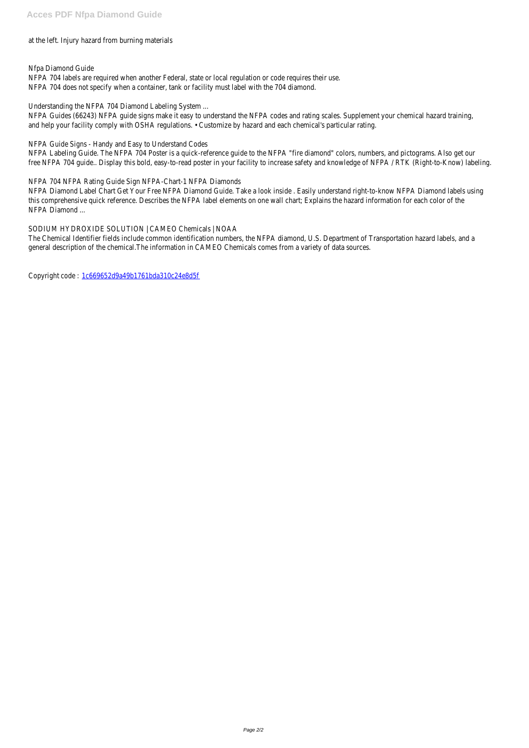at the left. Injury hazard from burning materials

Nfpa Diamond Guide

NFPA 704 labels are required when another Federal, state or local regulation or code requires their use. NFPA 704 does not specify when a container, tank or facility must label with the 704 diamond.

Understanding the NFPA 704 Diamond Labeling System ...

NFPA Guides (66243) NFPA guide signs make it easy to understand the NFPA codes and rating scales. Supplement your chemical hazard training, and help your facility comply with OSHA regulations. • Customize by hazard and each chemical's particular rating.

NFPA Guide Signs - Handy and Easy to Understand Codes

NFPA Labeling Guide. The NFPA 704 Poster is a quick-reference guide to the NFPA "fire diamond" colors, numbers, and pictograms. Also get our free NFPA 704 guide.. Display this bold, easy-to-read poster in your facility to increase safety and knowledge of NFPA / RTK (Right-to-Know) labeling.

NFPA 704 NFPA Rating Guide Sign NFPA-Chart-1 NFPA Diamonds

NFPA Diamond Label Chart Get Your Free NFPA Diamond Guide. Take a look inside . Easily understand right-to-know NFPA Diamond labels using this comprehensive quick reference. Describes the NFPA label elements on one wall chart; Explains the hazard information for each color of the NFPA Diamond ...

SODIUM HYDROXIDE SOLUTION | CAMEO Chemicals | NOAA

The Chemical Identifier fields include common identification numbers, the NFPA diamond, U.S. Department of Transportation hazard labels, and a general description of the chemical.The information in CAMEO Chemicals comes from a variety of data sources.

Copyright code : 1c669652d9a49b1761bda310c24e8d5f